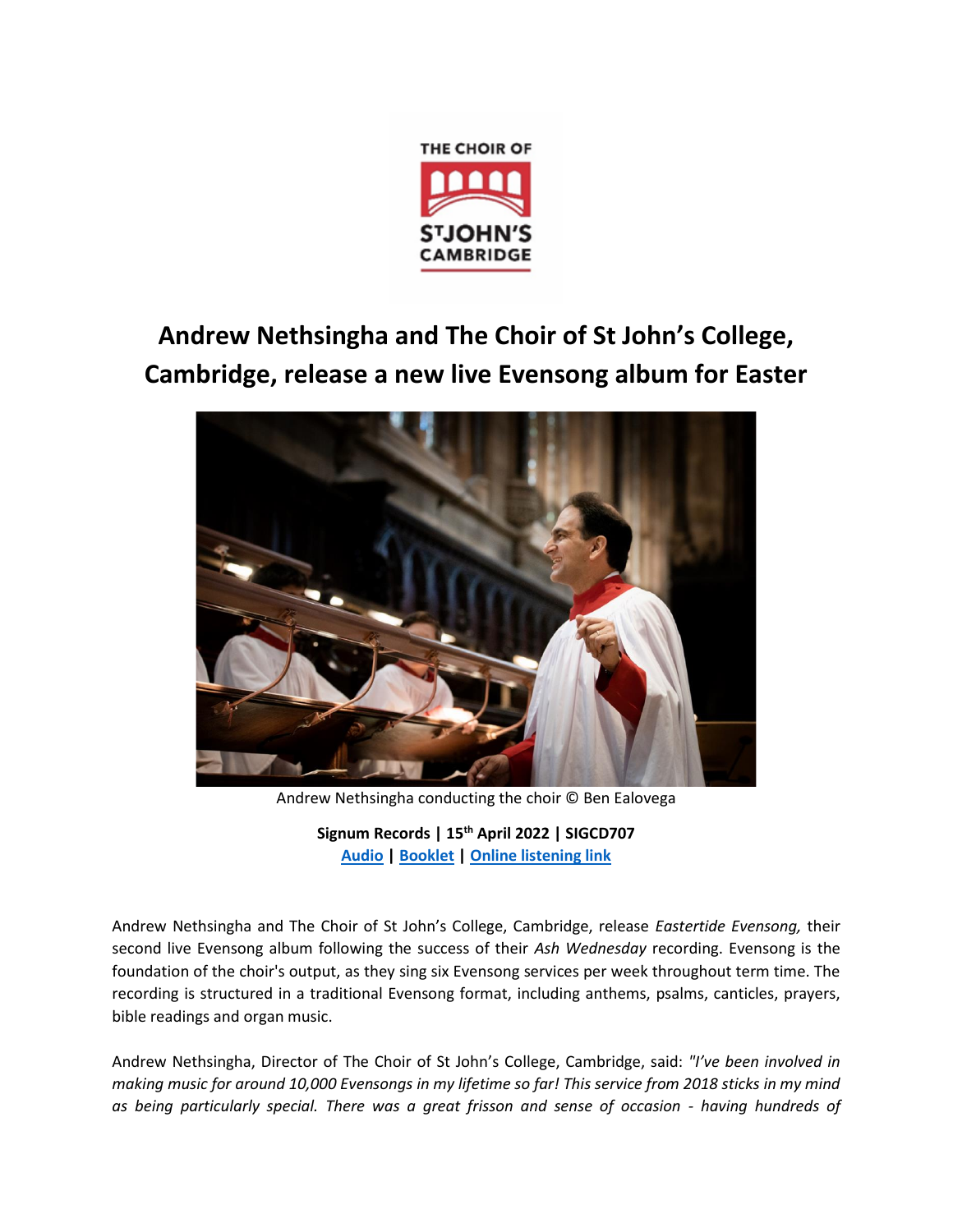THE CHOIR OF ST JOHN'S CAMBRIDGE

# Andrew Nethsingha and The Choir of St John's College, Cambridge, release a new live Evensong album for Easter

Andrew Nethsingha conducting the choir © Ben Ealovega

**Signum Records | 15th April 2022 | SIGCD707**
**Audio | Booklet | Online listening link**

Andrew Nethsingha and The Choir of St John's College, Cambridge, release *Eastertide Evensong,* their second live Evensong album following the success of their *Ash Wednesday* recording. Evensong is the foundation of the choir's output, as they sing six Evensong services per week throughout term time. The recording is structured in a traditional Evensong format, including anthems, psalms, canticles, prayers, bible readings and organ music.

Andrew Nethsingha, Director of The Choir of St John's College, Cambridge, said: *"I've been involved in making music for around 10,000 Evensongs in my lifetime so far! This service from 2018 sticks in my mind as being particularly special. There was a great frisson and sense of occasion - having hundreds of*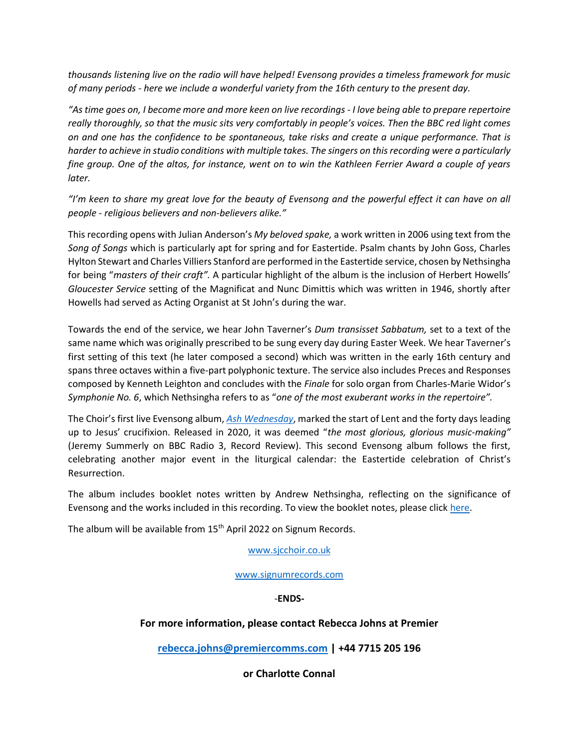*thousands listening live on the radio will have helped! Evensong provides a timeless framework for music of many periods - here we include a wonderful variety from the 16th century to the present day.*

*"As time goes on, I become more and more keen on live recordings - I love being able to prepare repertoire really thoroughly, so that the music sits very comfortably in people's voices. Then the BBC red light comes on and one has the confidence to be spontaneous, take risks and create a unique performance. That is harder to achieve in studio conditions with multiple takes. The singers on this recording were a particularly fine group. One of the altos, for instance, went on to win the Kathleen Ferrier Award a couple of years later.*

*"I'm keen to share my great love for the beauty of Evensong and the powerful effect it can have on all people - religious believers and non-believers alike."*

This recording opens with Julian Anderson's *My beloved spake,* a work written in 2006 using text from the *Song of Songs* which is particularly apt for spring and for Eastertide. Psalm chants by John Goss, Charles Hylton Stewart and Charles Villiers Stanford are performed in the Eastertide service, chosen by Nethsingha for being "*masters of their craft".* A particular highlight of the album is the inclusion of Herbert Howells' *Gloucester Service* setting of the Magnificat and Nunc Dimittis which was written in 1946, shortly after Howells had served as Acting Organist at St John's during the war.

Towards the end of the service, we hear John Taverner's *Dum transisset Sabbatum,* set to a text of the same name which was originally prescribed to be sung every day during Easter Week. We hear Taverner's first setting of this text (he later composed a second) which was written in the early 16th century and spans three octaves within a five-part polyphonic texture. The service also includes Preces and Responses composed by Kenneth Leighton and concludes with the *Finale* for solo organ from Charles-Marie Widor's *Symphonie No. 6*, which Nethsingha refers to as "*one of the most exuberant works in the repertoire".*

The Choir's first live Evensong album, *Ash Wednesday*, marked the start of Lent and the forty days leading up to Jesus' crucifixion. Released in 2020, it was deemed "*the most glorious, glorious music-making"* (Jeremy Summerly on BBC Radio 3, Record Review). This second Evensong album follows the first, celebrating another major event in the liturgical calendar: the Eastertide celebration of Christ's Resurrection.

The album includes booklet notes written by Andrew Nethsingha, reflecting on the significance of Evensong and the works included in this recording. To view the booklet notes, please click here.

The album will be available from 15th April 2022 on Signum Records.

www.sjcchoir.co.uk

www.signumrecords.com

-**ENDS-**

**For more information, please contact Rebecca Johns at Premier**

**rebecca.johns@premiercomms.com | +44 7715 205 196**

**or Charlotte Connal**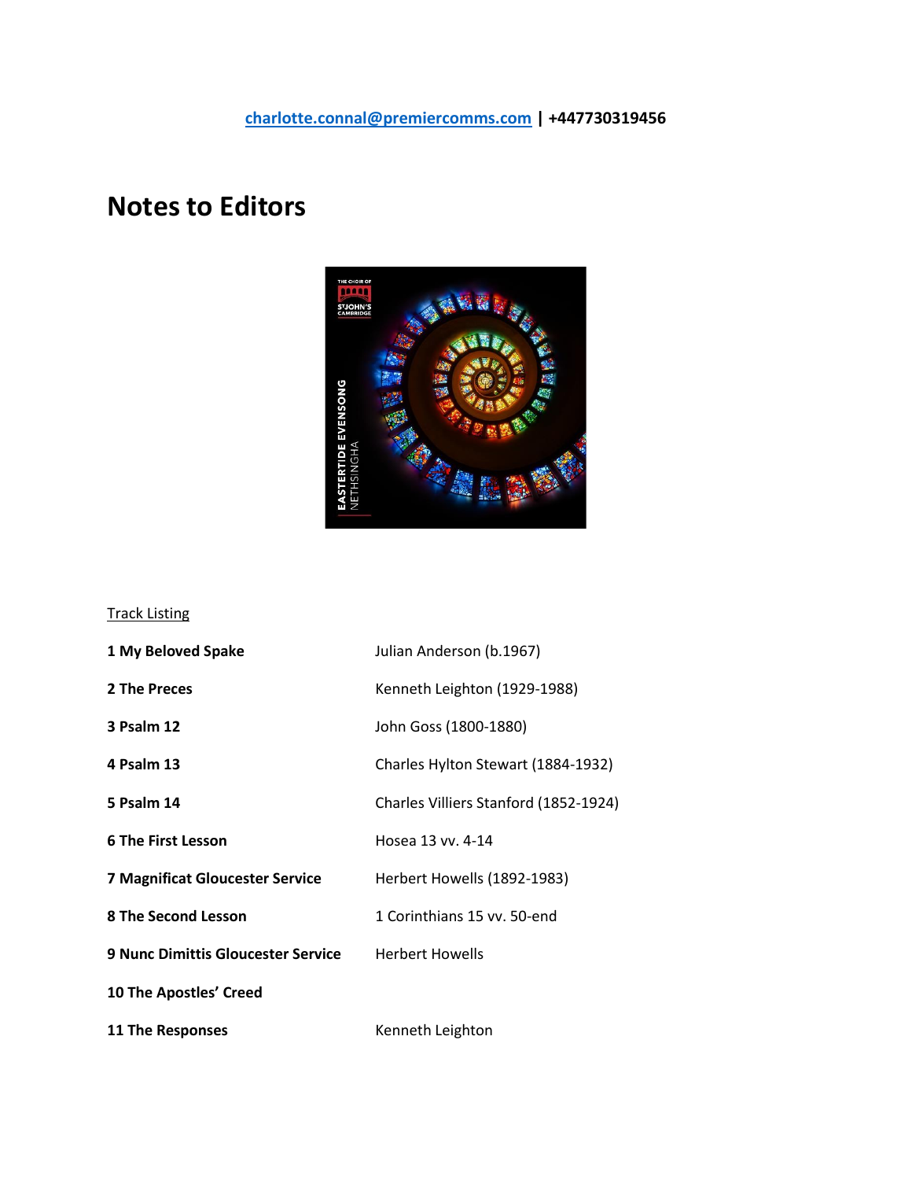charlotte.connal@premiercomms.com | +447730319456

# Notes to Editors

Track Listing

| | |
|---|---|
| **1 My Beloved Spake** | Julian Anderson (b.1967) |
| **2 The Preces** | Kenneth Leighton (1929-1988) |
| **3 Psalm 12** | John Goss (1800-1880) |
| **4 Psalm 13** | Charles Hylton Stewart (1884-1932) |
| **5 Psalm 14** | Charles Villiers Stanford (1852-1924) |
| **6 The First Lesson** | Hosea 13 vv. 4-14 |
| **7 Magnificat Gloucester Service** | Herbert Howells (1892-1983) |
| **8 The Second Lesson** | 1 Corinthians 15 vv. 50-end |
| **9 Nunc Dimittis Gloucester Service** | Herbert Howells |
| **10 The Apostles' Creed** | |
| **11 The Responses** | Kenneth Leighton |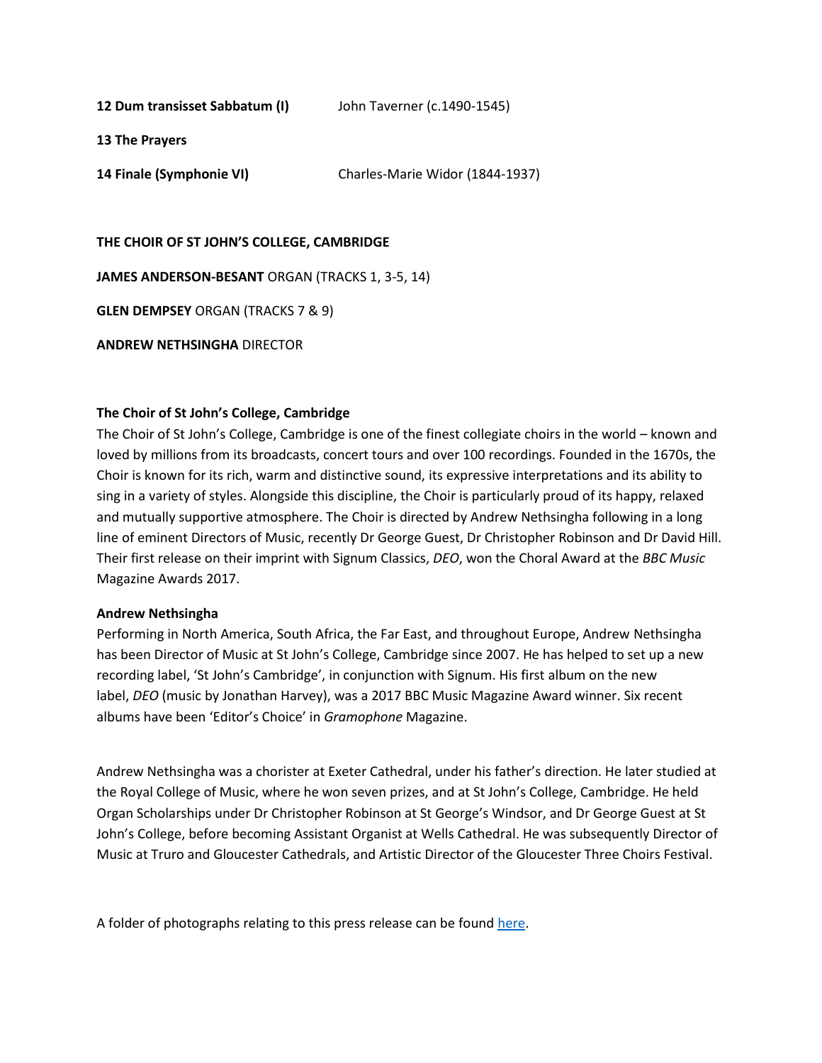**12 Dum transisset Sabbatum (I)** John Taverner (c.1490-1545)

**13 The Prayers**

**14 Finale (Symphonie VI)** Charles-Marie Widor (1844-1937)

**THE CHOIR OF ST JOHN'S COLLEGE, CAMBRIDGE**

**JAMES ANDERSON-BESANT** ORGAN (TRACKS 1, 3-5, 14)

**GLEN DEMPSEY** ORGAN (TRACKS 7 & 9)

**ANDREW NETHSINGHA** DIRECTOR

**The Choir of St John's College, Cambridge**

The Choir of St John's College, Cambridge is one of the finest collegiate choirs in the world – known and loved by millions from its broadcasts, concert tours and over 100 recordings. Founded in the 1670s, the Choir is known for its rich, warm and distinctive sound, its expressive interpretations and its ability to sing in a variety of styles. Alongside this discipline, the Choir is particularly proud of its happy, relaxed and mutually supportive atmosphere. The Choir is directed by Andrew Nethsingha following in a long line of eminent Directors of Music, recently Dr George Guest, Dr Christopher Robinson and Dr David Hill. Their first release on their imprint with Signum Classics, *DEO*, won the Choral Award at the *BBC Music* Magazine Awards 2017.

**Andrew Nethsingha**

Performing in North America, South Africa, the Far East, and throughout Europe, Andrew Nethsingha has been Director of Music at St John's College, Cambridge since 2007. He has helped to set up a new recording label, 'St John's Cambridge', in conjunction with Signum. His first album on the new label, *DEO* (music by Jonathan Harvey), was a 2017 BBC Music Magazine Award winner. Six recent albums have been 'Editor's Choice' in *Gramophone* Magazine.

Andrew Nethsingha was a chorister at Exeter Cathedral, under his father's direction. He later studied at the Royal College of Music, where he won seven prizes, and at St John's College, Cambridge. He held Organ Scholarships under Dr Christopher Robinson at St George's Windsor, and Dr George Guest at St John's College, before becoming Assistant Organist at Wells Cathedral. He was subsequently Director of Music at Truro and Gloucester Cathedrals, and Artistic Director of the Gloucester Three Choirs Festival.

A folder of photographs relating to this press release can be found here.